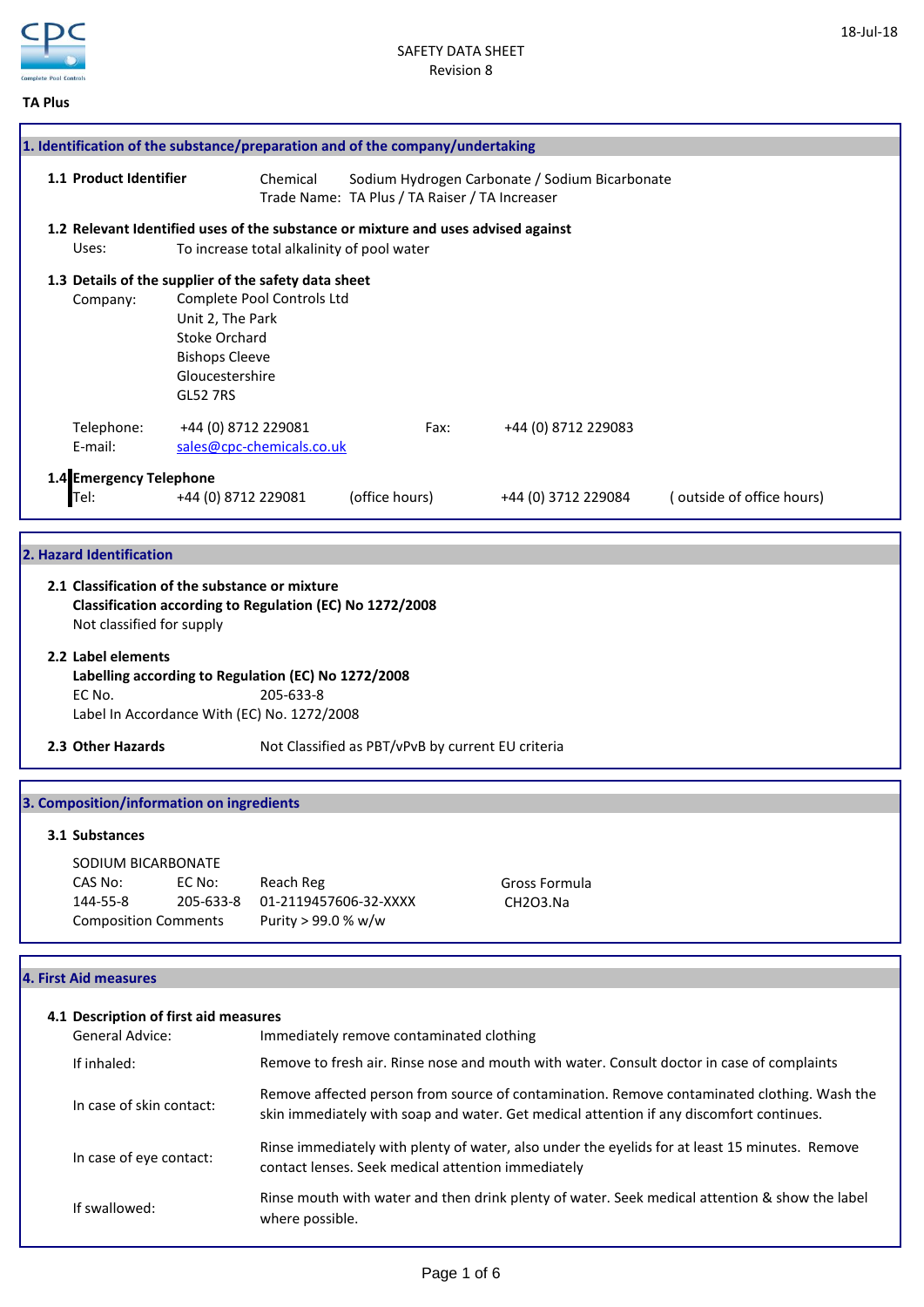SAFETY DATA SHEET
Revision 8

18-Jul-18

**TA Plus**

## 1. Identification of the substance/preparation and of the company/undertaking

**1.1 Product Identifier**

Chemical: Sodium Hydrogen Carbonate / Sodium Bicarbonate
Trade Name: TA Plus / TA Raiser / TA Increaser

**1.2 Relevant Identified uses of the substance or mixture and uses advised against**

Uses: To increase total alkalinity of pool water

**1.3 Details of the supplier of the safety data sheet**

Company: Complete Pool Controls Ltd
Unit 2, The Park
Stoke Orchard
Bishops Cleeve
Gloucestershire
GL52 7RS

Telephone: +44 (0) 8712 229081 Fax: +44 (0) 8712 229083
E-mail: sales@cpc-chemicals.co.uk

**1.4 Emergency Telephone**

Tel: +44 (0) 8712 229081 (office hours) +44 (0) 3712 229084 ( outside of office hours)

## 2. Hazard Identification

**2.1 Classification of the substance or mixture**

**Classification according to Regulation (EC) No 1272/2008**

Not classified for supply

**2.2 Label elements**

**Labelling according to Regulation (EC) No 1272/2008**

EC No. 205-633-8

Label In Accordance With (EC) No. 1272/2008

**2.3 Other Hazards** Not Classified as PBT/vPvB by current EU criteria

## 3. Composition/information on ingredients

**3.1 Substances**

SODIUM BICARBONATE

| CAS No: | EC No: | Reach Reg | Gross Formula |
|---|---|---|---|
| 144-55-8 | 205-633-8 | 01-2119457606-32-XXXX | $CH_2O_3.Na$ |

Composition Comments: Purity > 99.0 % w/w

## 4. First Aid measures

**4.1 Description of first aid measures**

| | |
|---|---|
| General Advice: | Immediately remove contaminated clothing |
| If inhaled: | Remove to fresh air. Rinse nose and mouth with water. Consult doctor in case of complaints |
| In case of skin contact: | Remove affected person from source of contamination. Remove contaminated clothing. Wash the skin immediately with soap and water. Get medical attention if any discomfort continues. |
| In case of eye contact: | Rinse immediately with plenty of water, also under the eyelids for at least 15 minutes. Remove contact lenses. Seek medical attention immediately |
| If swallowed: | Rinse mouth with water and then drink plenty of water. Seek medical attention & show the label where possible. |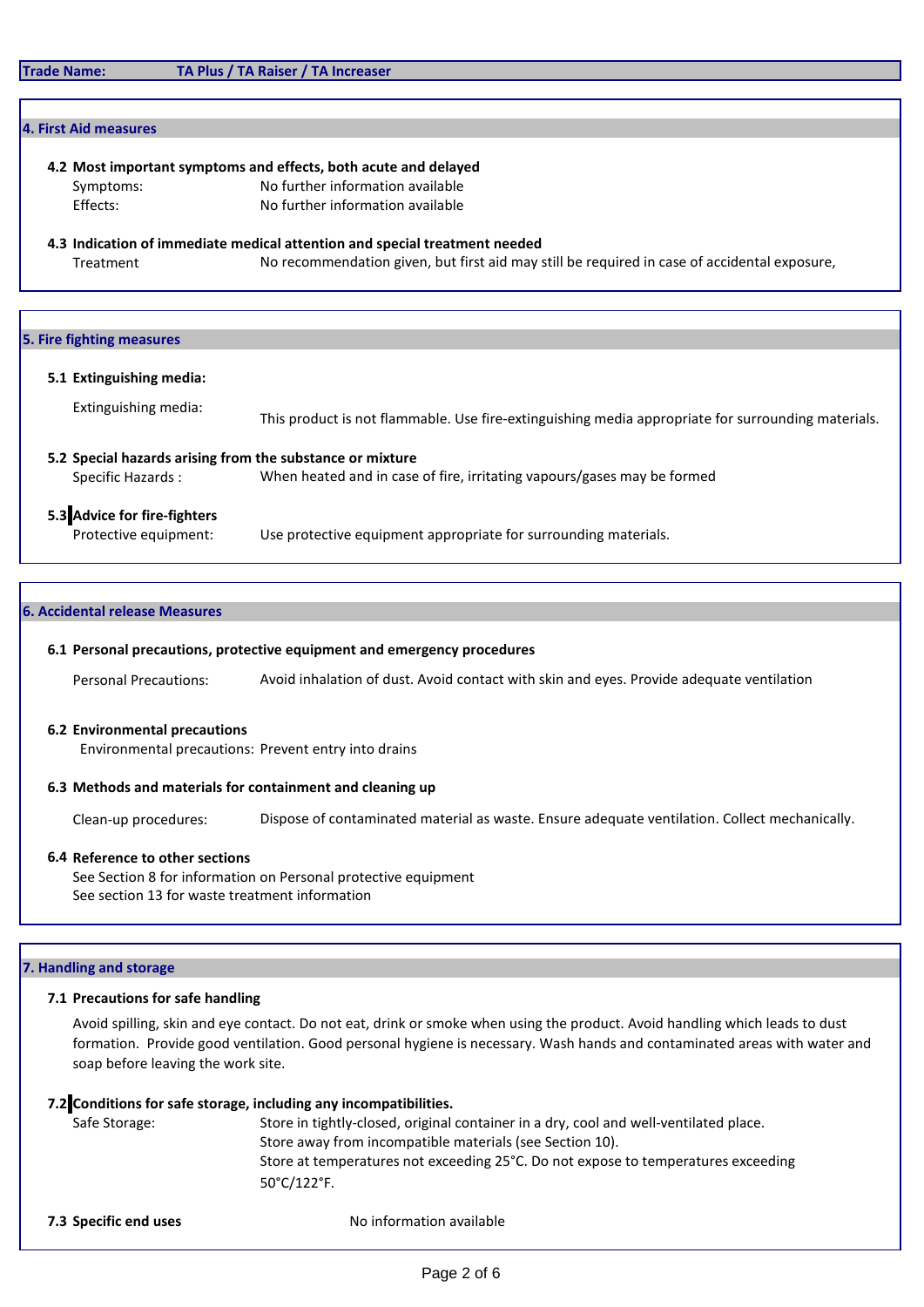**Trade Name:** TA Plus / TA Raiser / TA Increaser

## 4. First Aid measures

### 4.2 Most important symptoms and effects, both acute and delayed

Symptoms: No further information available

Effects: No further information available

### 4.3 Indication of immediate medical attention and special treatment needed

Treatment: No recommendation given, but first aid may still be required in case of accidental exposure,

## 5. Fire fighting measures

### 5.1 Extinguishing media:

Extinguishing media: This product is not flammable. Use fire-extinguishing media appropriate for surrounding materials.

### 5.2 Special hazards arising from the substance or mixture

Specific Hazards : When heated and in case of fire, irritating vapours/gases may be formed

### 5.3 Advice for fire-fighters

Protective equipment: Use protective equipment appropriate for surrounding materials.

## 6. Accidental release Measures

### 6.1 Personal precautions, protective equipment and emergency procedures

Personal Precautions: Avoid inhalation of dust. Avoid contact with skin and eyes. Provide adequate ventilation

### 6.2 Environmental precautions

Environmental precautions: Prevent entry into drains

### 6.3 Methods and materials for containment and cleaning up

Clean-up procedures: Dispose of contaminated material as waste. Ensure adequate ventilation. Collect mechanically.

### 6.4 Reference to other sections

See Section 8 for information on Personal protective equipment

See section 13 for waste treatment information

## 7. Handling and storage

### 7.1 Precautions for safe handling

Avoid spilling, skin and eye contact. Do not eat, drink or smoke when using the product. Avoid handling which leads to dust formation. Provide good ventilation. Good personal hygiene is necessary. Wash hands and contaminated areas with water and soap before leaving the work site.

### 7.2 Conditions for safe storage, including any incompatibilities.

Safe Storage: Store in tightly-closed, original container in a dry, cool and well-ventilated place.
Store away from incompatible materials (see Section 10).
Store at temperatures not exceeding 25°C. Do not expose to temperatures exceeding 50°C/122°F.

### 7.3 Specific end uses

No information available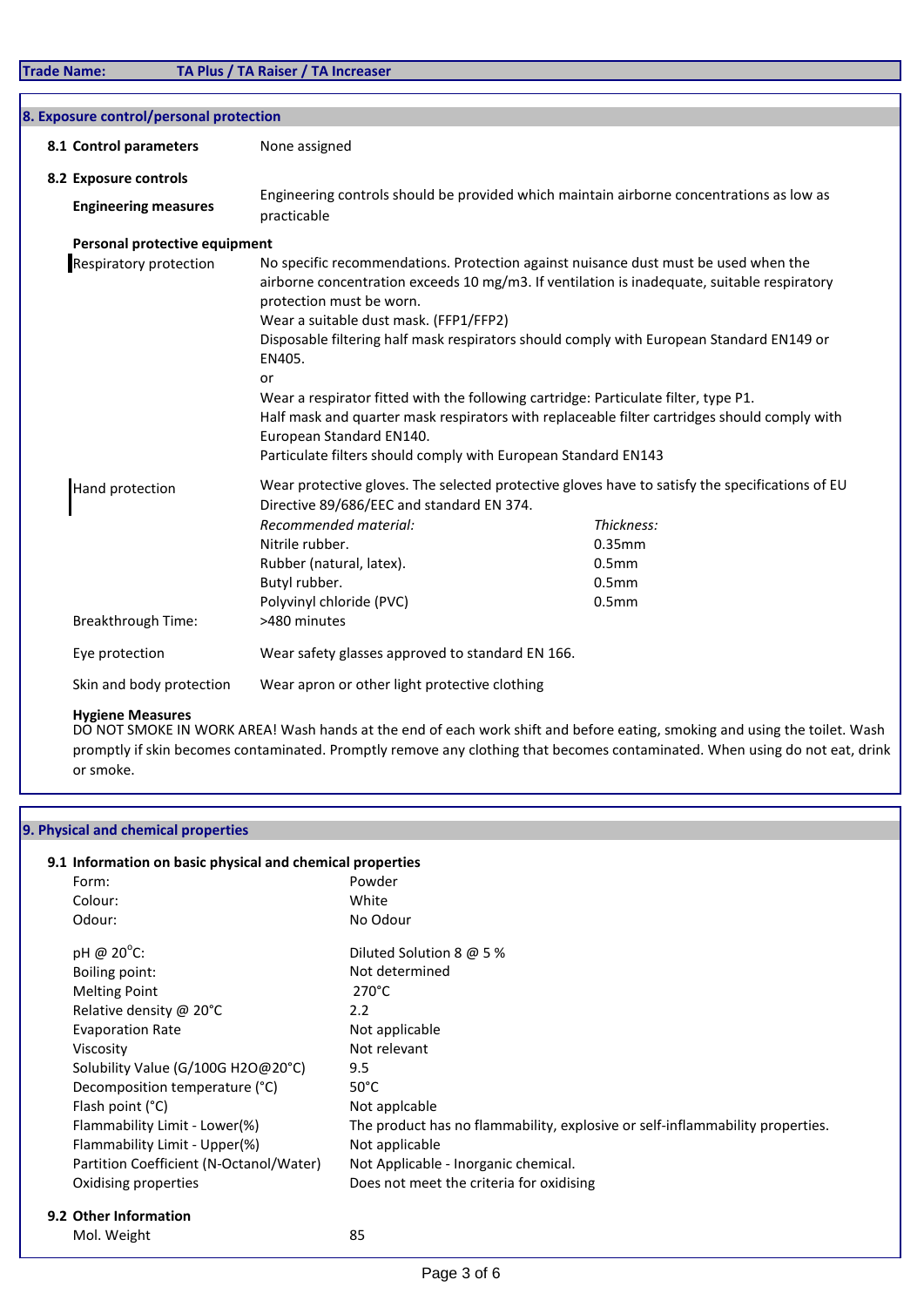**Trade Name:** TA Plus / TA Raiser / TA Increaser

## 8. Exposure control/personal protection

**8.1 Control parameters** None assigned

**8.2 Exposure controls**

**Engineering measures** Engineering controls should be provided which maintain airborne concentrations as low as practicable

**Personal protective equipment**

Respiratory protection: No specific recommendations. Protection against nuisance dust must be used when the airborne concentration exceeds 10 mg/m3. If ventilation is inadequate, suitable respiratory protection must be worn.
Wear a suitable dust mask. (FFP1/FFP2)
Disposable filtering half mask respirators should comply with European Standard EN149 or EN405.
or
Wear a respirator fitted with the following cartridge: Particulate filter, type P1.
Half mask and quarter mask respirators with replaceable filter cartridges should comply with European Standard EN140.
Particulate filters should comply with European Standard EN143

Hand protection: Wear protective gloves. The selected protective gloves have to satisfy the specifications of EU Directive 89/686/EEC and standard EN 374.

| *Recommended material:* | *Thickness:* |
|---|---|
| Nitrile rubber. | 0.35mm |
| Rubber (natural, latex). | 0.5mm |
| Butyl rubber. | 0.5mm |
| Polyvinyl chloride (PVC) | 0.5mm |

Breakthrough Time: >480 minutes

Eye protection: Wear safety glasses approved to standard EN 166.

Skin and body protection: Wear apron or other light protective clothing

**Hygiene Measures**
DO NOT SMOKE IN WORK AREA! Wash hands at the end of each work shift and before eating, smoking and using the toilet. Wash promptly if skin becomes contaminated. Promptly remove any clothing that becomes contaminated. When using do not eat, drink or smoke.

## 9. Physical and chemical properties

**9.1 Information on basic physical and chemical properties**

| Property | Value |
|---|---|
| Form: | Powder |
| Colour: | White |
| Odour: | No Odour |
| pH @ 20°C: | Diluted Solution 8 @ 5 % |
| Boiling point: | Not determined |
| Melting Point | 270°C |
| Relative density @ 20°C | 2.2 |
| Evaporation Rate | Not applicable |
| Viscosity | Not relevant |
| Solubility Value (G/100G H2O@20°C) | 9.5 |
| Decomposition temperature (°C) | 50°C |
| Flash point (°C) | Not applcable |
| Flammability Limit - Lower(%) | The product has no flammability, explosive or self-inflammability properties. |
| Flammability Limit - Upper(%) | Not applicable |
| Partition Coefficient (N-Octanol/Water) | Not Applicable - Inorganic chemical. |
| Oxidising properties | Does not meet the criteria for oxidising |

**9.2 Other Information**

| Property | Value |
|---|---|
| Mol. Weight | 85 |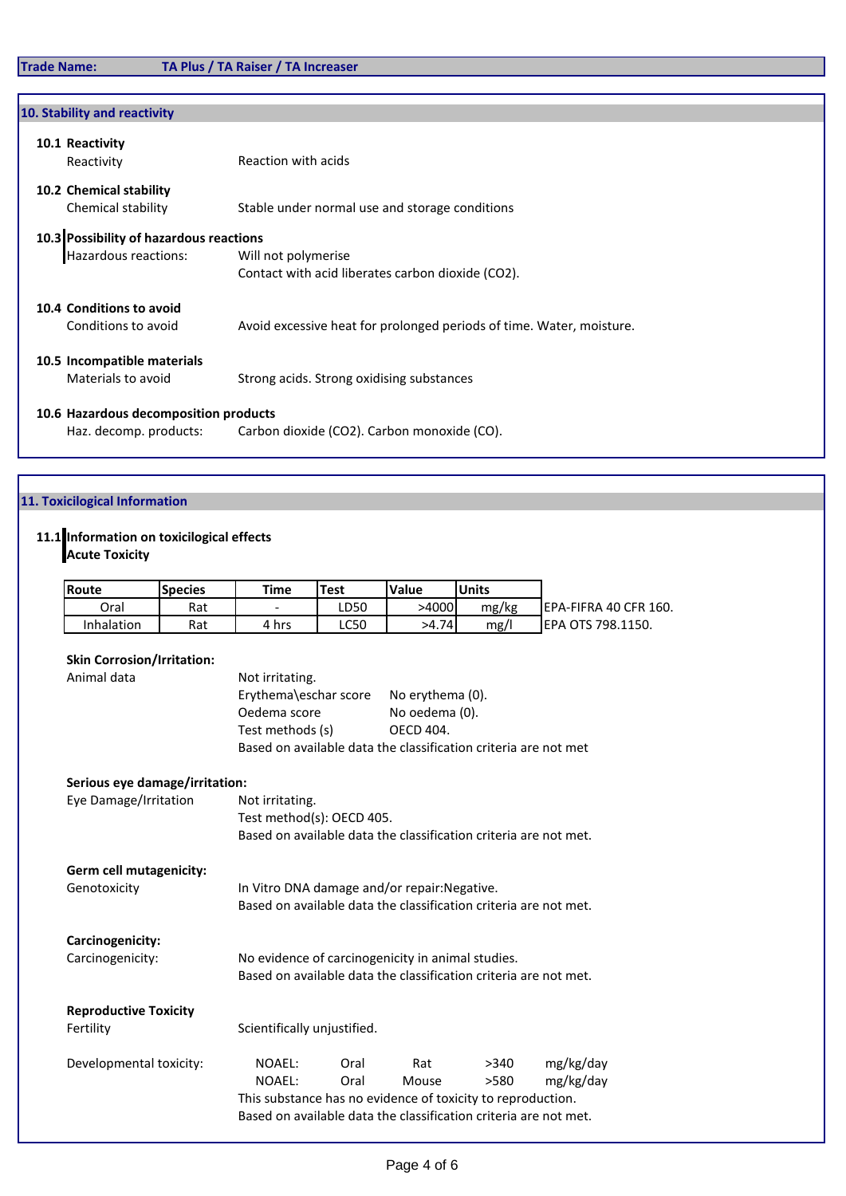**Trade Name:** TA Plus / TA Raiser / TA Increaser

## 10. Stability and reactivity

**10.1 Reactivity**

Reactivity: Reaction with acids

**10.2 Chemical stability**

Chemical stability: Stable under normal use and storage conditions

**10.3 Possibility of hazardous reactions**

Hazardous reactions: Will not polymerise
Contact with acid liberates carbon dioxide ($CO_2$).

**10.4 Conditions to avoid**

Conditions to avoid: Avoid excessive heat for prolonged periods of time. Water, moisture.

**10.5 Incompatible materials**

Materials to avoid: Strong acids. Strong oxidising substances

**10.6 Hazardous decomposition products**

Haz. decomp. products: Carbon dioxide ($CO_2$). Carbon monoxide (CO).

## 11. Toxicilogical Information

**11.1 Information on toxicilogical effects**

**Acute Toxicity**

| Route | Species | Time | Test | Value | Units | |
|---|---|---|---|---|---|---|
| Oral | Rat | - | LD50 | >4000 | mg/kg | EPA-FIFRA 40 CFR 160. |
| Inhalation | Rat | 4 hrs | LC50 | >4.74 | mg/l | EPA OTS 798.1150. |

**Skin Corrosion/Irritation:**

Animal data: Not irritating.
Erythema\eschar score: No erythema (0).
Oedema score: No oedema (0).
Test methods (s): OECD 404.
Based on available data the classification criteria are not met

**Serious eye damage/irritation:**

Eye Damage/Irritation: Not irritating.
Test method(s): OECD 405.
Based on available data the classification criteria are not met.

**Germ cell mutagenicity:**

Genotoxicity: In Vitro DNA damage and/or repair:Negative.
Based on available data the classification criteria are not met.

**Carcinogenicity:**

Carcinogenicity: No evidence of carcinogenicity in animal studies.
Based on available data the classification criteria are not met.

**Reproductive Toxicity**

Fertility: Scientifically unjustified.

Developmental toxicity:

| | | | | |
|---|---|---|---|---|
| NOAEL: | Oral | Rat | >340 | mg/kg/day |
| NOAEL: | Oral | Mouse | >580 | mg/kg/day |

This substance has no evidence of toxicity to reproduction.
Based on available data the classification criteria are not met.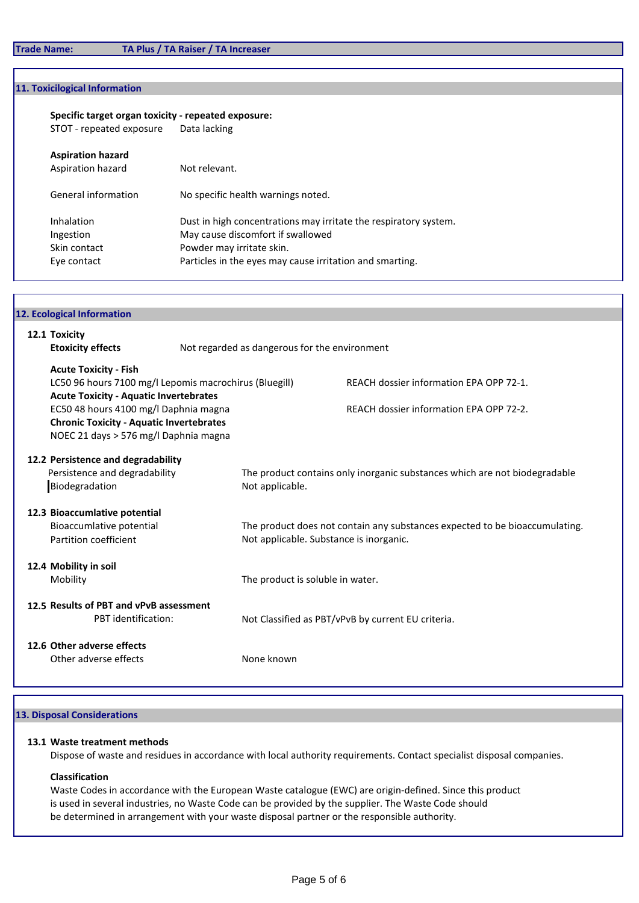## 11. Toxicilogical Information

**Specific target organ toxicity - repeated exposure:**

| | |
|---|---|
| STOT - repeated exposure | Data lacking |

**Aspiration hazard**

| | |
|---|---|
| Aspiration hazard | Not relevant. |
| General information | No specific health warnings noted. |
| Inhalation | Dust in high concentrations may irritate the respiratory system. |
| Ingestion | May cause discomfort if swallowed |
| Skin contact | Powder may irritate skin. |
| Eye contact | Particles in the eyes may cause irritation and smarting. |

## 12. Ecological Information

### 12.1 Toxicity

**Etoxicity effects** — Not regarded as dangerous for the environment

**Acute Toxicity - Fish**

LC50 96 hours 7100 mg/l Lepomis macrochirus (Bluegill) — REACH dossier information EPA OPP 72-1.

**Acute Toxicity - Aquatic Invertebrates**

EC50 48 hours 4100 mg/l Daphnia magna — REACH dossier information EPA OPP 72-2.

**Chronic Toxicity - Aquatic Invertebrates**

NOEC 21 days > 576 mg/l Daphnia magna

### 12.2 Persistence and degradability

| | |
|---|---|
| Persistence and degradability | The product contains only inorganic substances which are not biodegradable |
| Biodegradation | Not applicable. |

### 12.3 Bioaccumlative potential

| | |
|---|---|
| Bioaccumlative potential | The product does not contain any substances expected to be bioaccumulating. |
| Partition coefficient | Not applicable. Substance is inorganic. |

### 12.4 Mobility in soil

| | |
|---|---|
| Mobility | The product is soluble in water. |

### 12.5 Results of PBT and vPvB assessment

| | |
|---|---|
| PBT identification: | Not Classified as PBT/vPvB by current EU criteria. |

### 12.6 Other adverse effects

| | |
|---|---|
| Other adverse effects | None known |

## 13. Disposal Considerations

### 13.1 Waste treatment methods

Dispose of waste and residues in accordance with local authority requirements. Contact specialist disposal companies.

**Classification**

Waste Codes in accordance with the European Waste catalogue (EWC) are origin-defined. Since this product is used in several industries, no Waste Code can be provided by the supplier. The Waste Code should be determined in arrangement with your waste disposal partner or the responsible authority.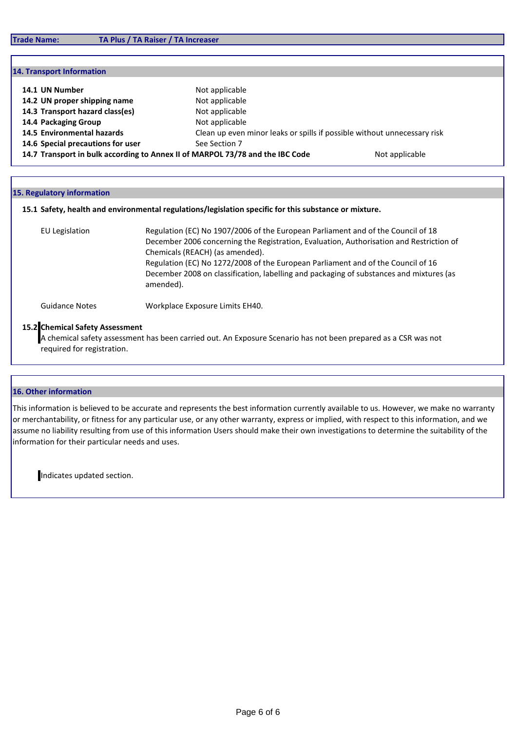**Trade Name:** TA Plus / TA Raiser / TA Increaser

## 14. Transport Information

| | |
|---|---|
| **14.1 UN Number** | Not applicable |
| **14.2 UN proper shipping name** | Not applicable |
| **14.3 Transport hazard class(es)** | Not applicable |
| **14.4 Packaging Group** | Not applicable |
| **14.5 Environmental hazards** | Clean up even minor leaks or spills if possible without unnecessary risk |
| **14.6 Special precautions for user** | See Section 7 |
| **14.7 Transport in bulk according to Annex II of MARPOL 73/78 and the IBC Code** | Not applicable |

## 15. Regulatory information

**15.1 Safety, health and environmental regulations/legislation specific for this substance or mixture.**

| | |
|---|---|
| EU Legislation | Regulation (EC) No 1907/2006 of the European Parliament and of the Council of 18 December 2006 concerning the Registration, Evaluation, Authorisation and Restriction of Chemicals (REACH) (as amended). Regulation (EC) No 1272/2008 of the European Parliament and of the Council of 16 December 2008 on classification, labelling and packaging of substances and mixtures (as amended). |
| Guidance Notes | Workplace Exposure Limits EH40. |

**15.2 Chemical Safety Assessment**

A chemical safety assessment has been carried out. An Exposure Scenario has not been prepared as a CSR was not required for registration.

## 16. Other information

This information is believed to be accurate and represents the best information currently available to us. However, we make no warranty or merchantability, or fitness for any particular use, or any other warranty, express or implied, with respect to this information, and we assume no liability resulting from use of this information Users should make their own investigations to determine the suitability of the information for their particular needs and uses.

Indicates updated section.